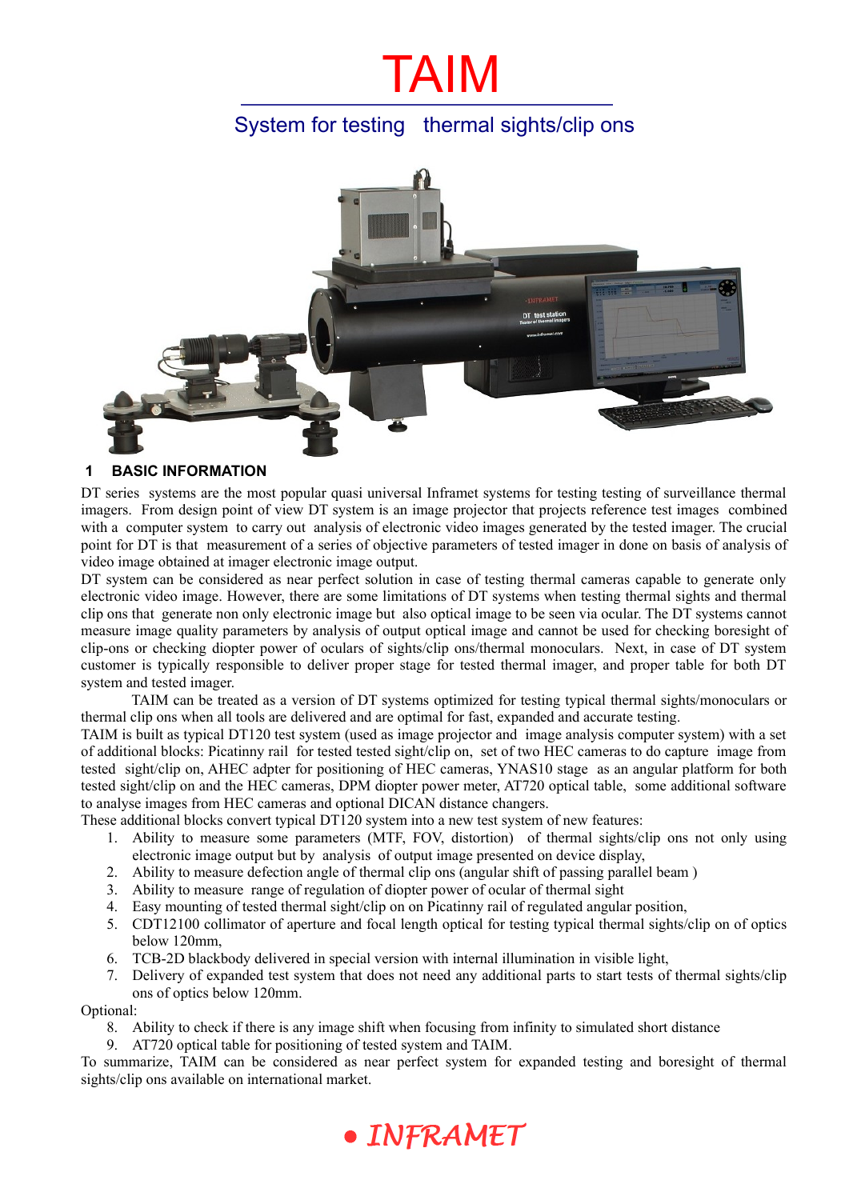# TAIM

## System for testing thermal sights/clip ons

## 1 BASIC INFORMATION

DT series systems are the most popular quasi universal Inframet systems for testing testing of surveillance thermal imagers. From design point of view DT system is an image projector that projects reference test images combined with a computer system to carry out analysis of electronic video images generated by the tested imager. The crucial point for DT is that measurement of a series of objective parameters of tested imager in done on basis of analysis of video image obtained at imager electronic image output.

DT system can be considered as near perfect solution in case of testing thermal cameras capable to generate only electronic video image. However, there are some limitations of DT systems when testing thermal sights and thermal clip ons that generate non only electronic image but also optical image to be seen via ocular. The DT systems cannot measure image quality parameters by analysis of output optical image and cannot be used for checking boresight of clip-ons or checking diopter power of oculars of sights/clip ons/thermal monoculars. Next, in case of DT system customer is typically responsible to deliver proper stage for tested thermal imager, and proper table for both DT system and tested imager.

TAIM can be treated as a version of DT systems optimized for testing typical thermal sights/monoculars or thermal clip ons when all tools are delivered and are optimal for fast, expanded and accurate testing.

TAIM is built as typical DT120 test system (used as image projector and image analysis computer system) with a set of additional blocks: Picatinny rail for tested tested sight/clip on, set of two HEC cameras to do capture image from tested sight/clip on, AHEC adpter for positioning of HEC cameras, YNAS10 stage as an angular platform for both tested sight/clip on and the HEC cameras, DPM diopter power meter, AT720 optical table, some additional software to analyse images from HEC cameras and optional DICAN distance changers.

These additional blocks convert typical DT120 system into a new test system of new features:

1. Ability to measure some parameters (MTF, FOV, distortion) of thermal sights/clip ons not only using electronic image output but by analysis of output image presented on device display,
2. Ability to measure defection angle of thermal clip ons (angular shift of passing parallel beam )
3. Ability to measure range of regulation of diopter power of ocular of thermal sight
4. Easy mounting of tested thermal sight/clip on on Picatinny rail of regulated angular position,
5. CDT12100 collimator of aperture and focal length optical for testing typical thermal sights/clip on of optics below 120mm,
6. TCB-2D blackbody delivered in special version with internal illumination in visible light,
7. Delivery of expanded test system that does not need any additional parts to start tests of thermal sights/clip ons of optics below 120mm.

Optional:

8. Ability to check if there is any image shift when focusing from infinity to simulated short distance
9. AT720 optical table for positioning of tested system and TAIM.

To summarize, TAIM can be considered as near perfect system for expanded testing and boresight of thermal sights/clip ons available on international market.

● *INFRAMET*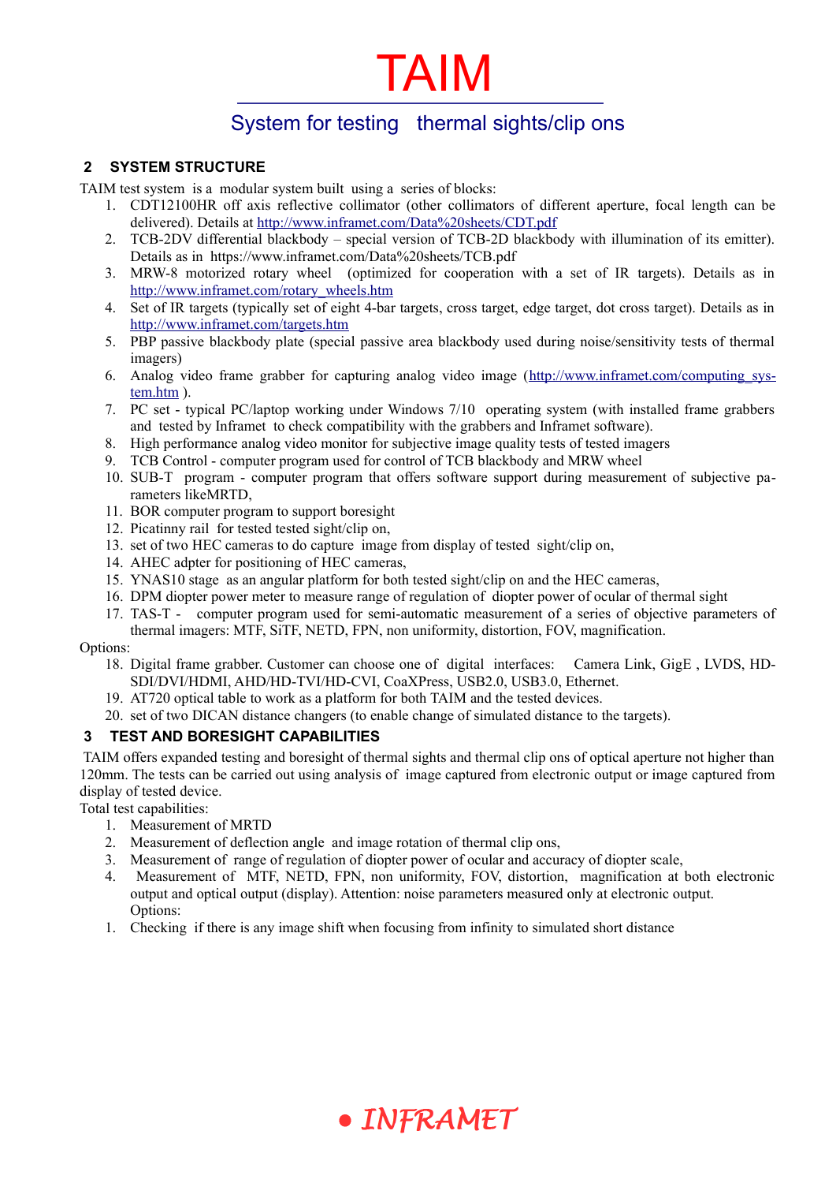# TAIM

## System for testing thermal sights/clip ons

### 2 SYSTEM STRUCTURE

TAIM test system is a modular system built using a series of blocks:

1. CDT12100HR off axis reflective collimator (other collimators of different aperture, focal length can be delivered). Details at http://www.inframet.com/Data%20sheets/CDT.pdf
2. TCB-2DV differential blackbody – special version of TCB-2D blackbody with illumination of its emitter). Details as in https://www.inframet.com/Data%20sheets/TCB.pdf
3. MRW-8 motorized rotary wheel (optimized for cooperation with a set of IR targets). Details as in http://www.inframet.com/rotary_wheels.htm
4. Set of IR targets (typically set of eight 4-bar targets, cross target, edge target, dot cross target). Details as in http://www.inframet.com/targets.htm
5. PBP passive blackbody plate (special passive area blackbody used during noise/sensitivity tests of thermal imagers)
6. Analog video frame grabber for capturing analog video image (http://www.inframet.com/computing_system.htm ).
7. PC set - typical PC/laptop working under Windows 7/10 operating system (with installed frame grabbers and tested by Inframet to check compatibility with the grabbers and Inframet software).
8. High performance analog video monitor for subjective image quality tests of tested imagers
9. TCB Control - computer program used for control of TCB blackbody and MRW wheel
10. SUB-T program - computer program that offers software support during measurement of subjective parameters likeMRTD,
11. BOR computer program to support boresight
12. Picatinny rail for tested tested sight/clip on,
13. set of two HEC cameras to do capture image from display of tested sight/clip on,
14. AHEC adpter for positioning of HEC cameras,
15. YNAS10 stage as an angular platform for both tested sight/clip on and the HEC cameras,
16. DPM diopter power meter to measure range of regulation of diopter power of ocular of thermal sight
17. TAS-T - computer program used for semi-automatic measurement of a series of objective parameters of thermal imagers: MTF, SiTF, NETD, FPN, non uniformity, distortion, FOV, magnification.

Options:

18. Digital frame grabber. Customer can choose one of digital interfaces: Camera Link, GigE , LVDS, HD-SDI/DVI/HDMI, AHD/HD-TVI/HD-CVI, CoaXPress, USB2.0, USB3.0, Ethernet.
19. AT720 optical table to work as a platform for both TAIM and the tested devices.
20. set of two DICAN distance changers (to enable change of simulated distance to the targets).

### 3 TEST AND BORESIGHT CAPABILITIES

TAIM offers expanded testing and boresight of thermal sights and thermal clip ons of optical aperture not higher than 120mm. The tests can be carried out using analysis of image captured from electronic output or image captured from display of tested device.

Total test capabilities:

1. Measurement of MRTD
2. Measurement of deflection angle and image rotation of thermal clip ons,
3. Measurement of range of regulation of diopter power of ocular and accuracy of diopter scale,
4. Measurement of MTF, NETD, FPN, non uniformity, FOV, distortion, magnification at both electronic output and optical output (display). Attention: noise parameters measured only at electronic output.

   Options:

1. Checking if there is any image shift when focusing from infinity to simulated short distance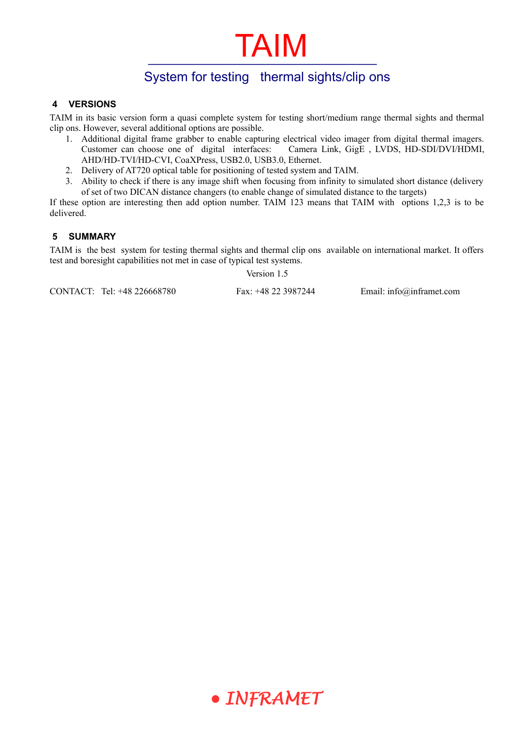## 4 VERSIONS

TAIM in its basic version form a quasi complete system for testing short/medium range thermal sights and thermal clip ons. However, several additional options are possible.

1. Additional digital frame grabber to enable capturing electrical video imager from digital thermal imagers. Customer can choose one of digital interfaces: Camera Link, GigE , LVDS, HD-SDI/DVI/HDMI, AHD/HD-TVI/HD-CVI, CoaXPress, USB2.0, USB3.0, Ethernet.
2. Delivery of AT720 optical table for positioning of tested system and TAIM.
3. Ability to check if there is any image shift when focusing from infinity to simulated short distance (delivery of set of two DICAN distance changers (to enable change of simulated distance to the targets)

If these option are interesting then add option number. TAIM 123 means that TAIM with options 1,2,3 is to be delivered.

## 5 SUMMARY

TAIM is the best system for testing thermal sights and thermal clip ons available on international market. It offers test and boresight capabilities not met in case of typical test systems.

Version 1.5

CONTACT: Tel: +48 226668780 Fax: +48 22 3987244 Email: info@inframet.com